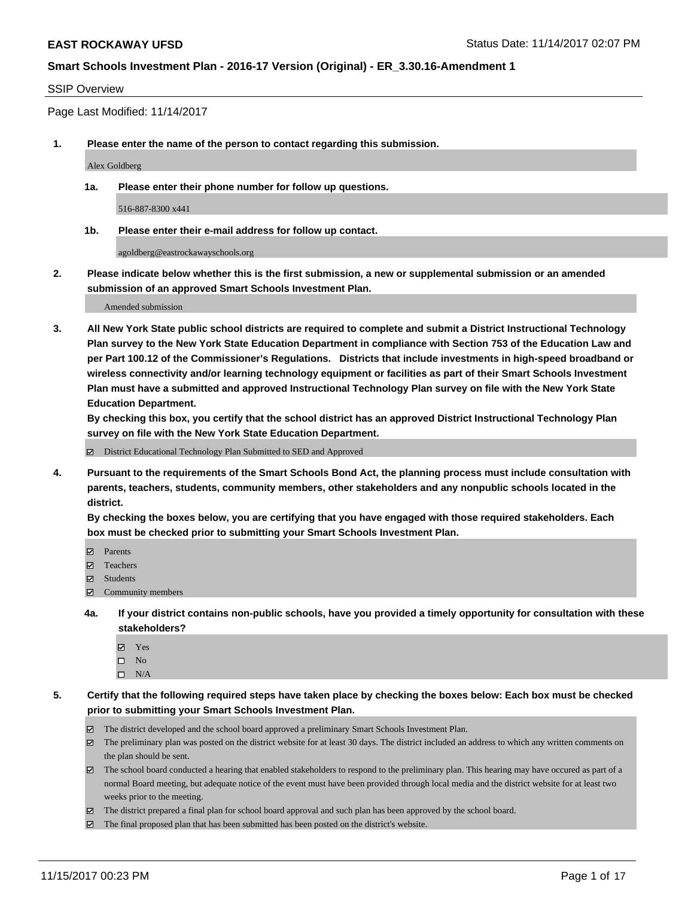**EAST ROCKAWAY UFSD**

Status Date: 11/14/2017 02:07 PM

**Smart Schools Investment Plan - 2016-17 Version (Original) - ER_3.30.16-Amendment 1**

SSIP Overview

Page Last Modified: 11/14/2017

**1. Please enter the name of the person to contact regarding this submission.**

Alex Goldberg

**1a. Please enter their phone number for follow up questions.**

516-887-8300 x441

**1b. Please enter their e-mail address for follow up contact.**

agoldberg@eastrockawayschools.org

**2. Please indicate below whether this is the first submission, a new or supplemental submission or an amended submission of an approved Smart Schools Investment Plan.**

Amended submission

**3. All New York State public school districts are required to complete and submit a District Instructional Technology Plan survey to the New York State Education Department in compliance with Section 753 of the Education Law and per Part 100.12 of the Commissioner's Regulations. Districts that include investments in high-speed broadband or wireless connectivity and/or learning technology equipment or facilities as part of their Smart Schools Investment Plan must have a submitted and approved Instructional Technology Plan survey on file with the New York State Education Department.**
**By checking this box, you certify that the school district has an approved District Instructional Technology Plan survey on file with the New York State Education Department.**

- ☑ District Educational Technology Plan Submitted to SED and Approved

**4. Pursuant to the requirements of the Smart Schools Bond Act, the planning process must include consultation with parents, teachers, students, community members, other stakeholders and any nonpublic schools located in the district.**
**By checking the boxes below, you are certifying that you have engaged with those required stakeholders. Each box must be checked prior to submitting your Smart Schools Investment Plan.**

- ☑ Parents
- ☑ Teachers
- ☑ Students
- ☑ Community members

**4a. If your district contains non-public schools, have you provided a timely opportunity for consultation with these stakeholders?**

- ☑ Yes
- ☐ No
- ☐ N/A

**5. Certify that the following required steps have taken place by checking the boxes below: Each box must be checked prior to submitting your Smart Schools Investment Plan.**

- ☑ The district developed and the school board approved a preliminary Smart Schools Investment Plan.
- ☑ The preliminary plan was posted on the district website for at least 30 days. The district included an address to which any written comments on the plan should be sent.
- ☑ The school board conducted a hearing that enabled stakeholders to respond to the preliminary plan. This hearing may have occured as part of a normal Board meeting, but adequate notice of the event must have been provided through local media and the district website for at least two weeks prior to the meeting.
- ☑ The district prepared a final plan for school board approval and such plan has been approved by the school board.
- ☑ The final proposed plan that has been submitted has been posted on the district's website.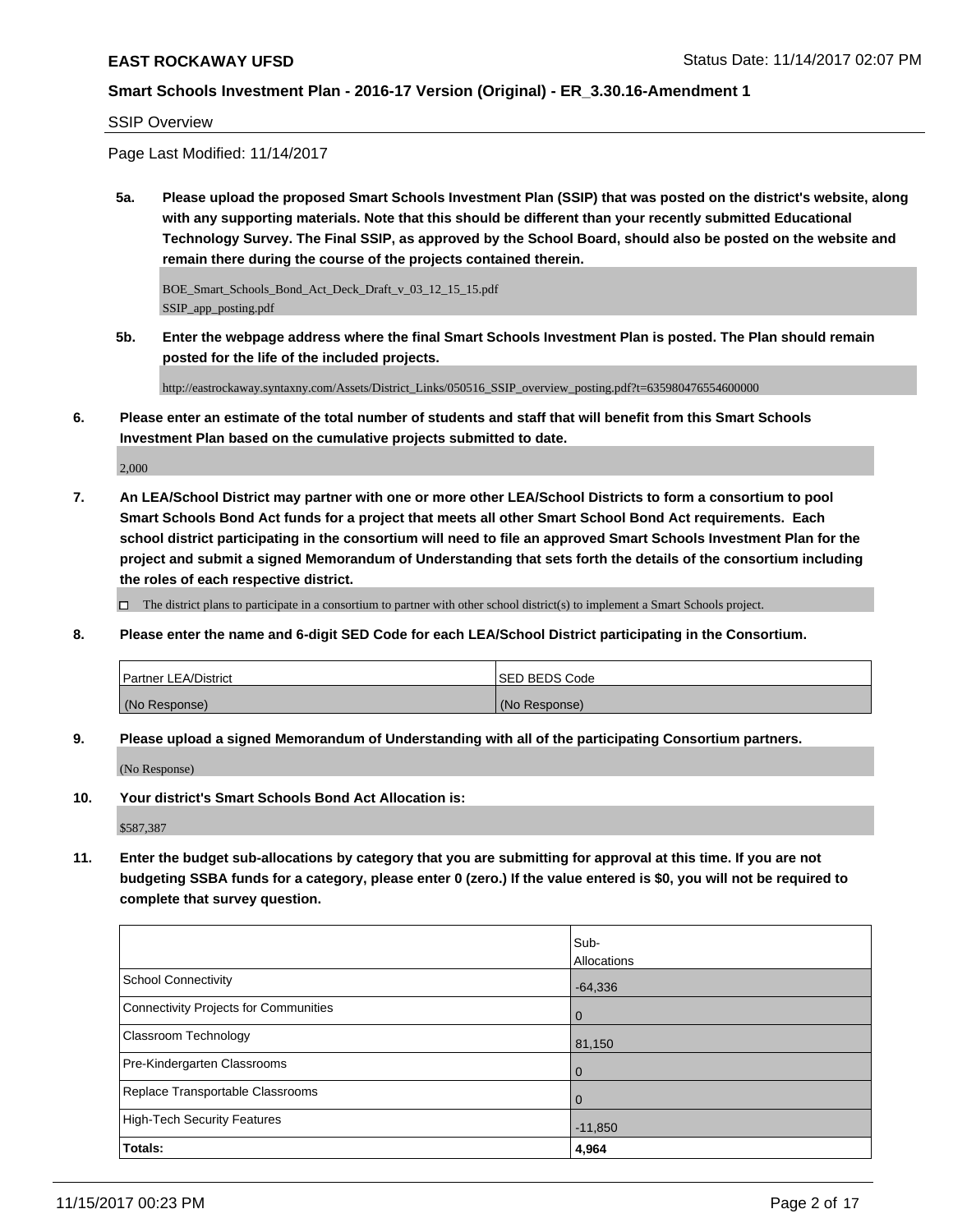SSIP Overview

Page Last Modified: 11/14/2017

**5a. Please upload the proposed Smart Schools Investment Plan (SSIP) that was posted on the district's website, along with any supporting materials. Note that this should be different than your recently submitted Educational Technology Survey. The Final SSIP, as approved by the School Board, should also be posted on the website and remain there during the course of the projects contained therein.**

BOE_Smart_Schools_Bond_Act_Deck_Draft_v_03_12_15_15.pdf
SSIP_app_posting.pdf

**5b. Enter the webpage address where the final Smart Schools Investment Plan is posted. The Plan should remain posted for the life of the included projects.**

http://eastrockaway.syntaxny.com/Assets/District_Links/050516_SSIP_overview_posting.pdf?t=635980476554600000

**6. Please enter an estimate of the total number of students and staff that will benefit from this Smart Schools Investment Plan based on the cumulative projects submitted to date.**

2,000

**7. An LEA/School District may partner with one or more other LEA/School Districts to form a consortium to pool Smart Schools Bond Act funds for a project that meets all other Smart School Bond Act requirements. Each school district participating in the consortium will need to file an approved Smart Schools Investment Plan for the project and submit a signed Memorandum of Understanding that sets forth the details of the consortium including the roles of each respective district.**

☐ The district plans to participate in a consortium to partner with other school district(s) to implement a Smart Schools project.

**8. Please enter the name and 6-digit SED Code for each LEA/School District participating in the Consortium.**

| Partner LEA/District | SED BEDS Code |
|---|---|
| (No Response) | (No Response) |

**9. Please upload a signed Memorandum of Understanding with all of the participating Consortium partners.**

(No Response)

**10. Your district's Smart Schools Bond Act Allocation is:**

$587,387

**11. Enter the budget sub-allocations by category that you are submitting for approval at this time. If you are not budgeting SSBA funds for a category, please enter 0 (zero.) If the value entered is $0, you will not be required to complete that survey question.**

| | Sub-Allocations |
|---|---|
| School Connectivity | -64,336 |
| Connectivity Projects for Communities | 0 |
| Classroom Technology | 81,150 |
| Pre-Kindergarten Classrooms | 0 |
| Replace Transportable Classrooms | 0 |
| High-Tech Security Features | -11,850 |
| **Totals:** | **4,964** |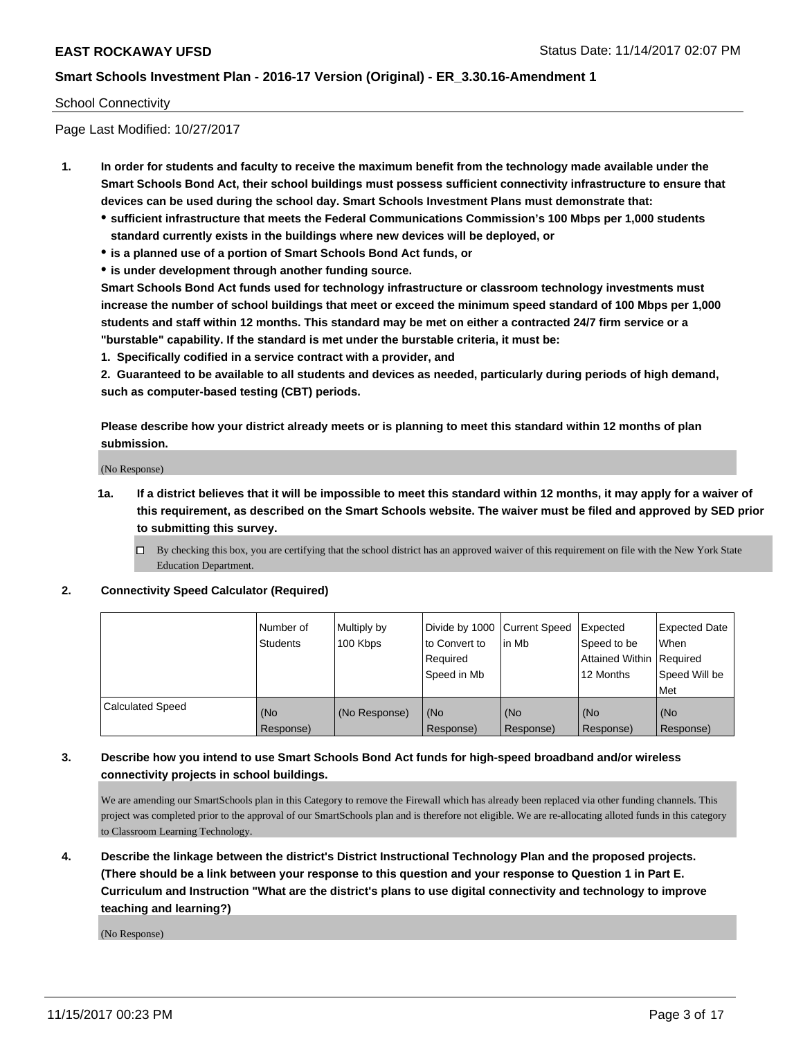School Connectivity

Page Last Modified: 10/27/2017

1. **In order for students and faculty to receive the maximum benefit from the technology made available under the Smart Schools Bond Act, their school buildings must possess sufficient connectivity infrastructure to ensure that devices can be used during the school day. Smart Schools Investment Plans must demonstrate that:**
   - **sufficient infrastructure that meets the Federal Communications Commission's 100 Mbps per 1,000 students standard currently exists in the buildings where new devices will be deployed, or**
   - **is a planned use of a portion of Smart Schools Bond Act funds, or**
   - **is under development through another funding source.**

   **Smart Schools Bond Act funds used for technology infrastructure or classroom technology investments must increase the number of school buildings that meet or exceed the minimum speed standard of 100 Mbps per 1,000 students and staff within 12 months. This standard may be met on either a contracted 24/7 firm service or a "burstable" capability. If the standard is met under the burstable criteria, it must be:**

   **1. Specifically codified in a service contract with a provider, and**

   **2. Guaranteed to be available to all students and devices as needed, particularly during periods of high demand, such as computer-based testing (CBT) periods.**

   **Please describe how your district already meets or is planning to meet this standard within 12 months of plan submission.**

   (No Response)

   **1a. If a district believes that it will be impossible to meet this standard within 12 months, it may apply for a waiver of this requirement, as described on the Smart Schools website. The waiver must be filed and approved by SED prior to submitting this survey.**

   ☐ By checking this box, you are certifying that the school district has an approved waiver of this requirement on file with the New York State Education Department.

2. **Connectivity Speed Calculator (Required)**

| | Number of Students | Multiply by 100 Kbps | Divide by 1000 to Convert to Required Speed in Mb | Current Speed in Mb | Expected Speed to be Attained Within 12 Months | Expected Date When Required Speed Will be Met |
|---|---|---|---|---|---|---|
| Calculated Speed | (No Response) | (No Response) | (No Response) | (No Response) | (No Response) | (No Response) |

3. **Describe how you intend to use Smart Schools Bond Act funds for high-speed broadband and/or wireless connectivity projects in school buildings.**

   We are amending our SmartSchools plan in this Category to remove the Firewall which has already been replaced via other funding channels. This project was completed prior to the approval of our SmartSchools plan and is therefore not eligible. We are re-allocating alloted funds in this category to Classroom Learning Technology.

4. **Describe the linkage between the district's District Instructional Technology Plan and the proposed projects. (There should be a link between your response to this question and your response to Question 1 in Part E. Curriculum and Instruction "What are the district's plans to use digital connectivity and technology to improve teaching and learning?)**

   (No Response)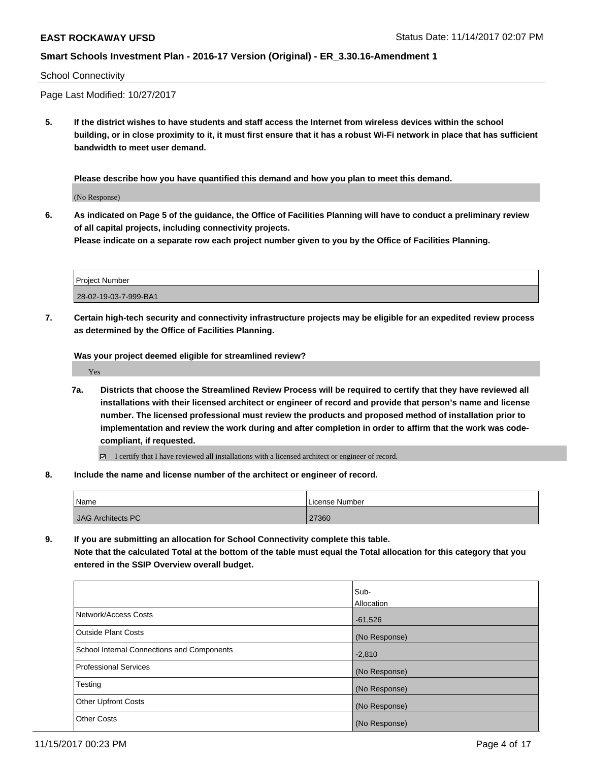School Connectivity

Page Last Modified: 10/27/2017

**5. If the district wishes to have students and staff access the Internet from wireless devices within the school building, or in close proximity to it, it must first ensure that it has a robust Wi-Fi network in place that has sufficient bandwidth to meet user demand.**

**Please describe how you have quantified this demand and how you plan to meet this demand.**

(No Response)

**6. As indicated on Page 5 of the guidance, the Office of Facilities Planning will have to conduct a preliminary review of all capital projects, including connectivity projects.**
**Please indicate on a separate row each project number given to you by the Office of Facilities Planning.**

| Project Number |
|---|
| 28-02-19-03-7-999-BA1 |

**7. Certain high-tech security and connectivity infrastructure projects may be eligible for an expedited review process as determined by the Office of Facilities Planning.**

**Was your project deemed eligible for streamlined review?**

Yes

**7a. Districts that choose the Streamlined Review Process will be required to certify that they have reviewed all installations with their licensed architect or engineer of record and provide that person's name and license number. The licensed professional must review the products and proposed method of installation prior to implementation and review the work during and after completion in order to affirm that the work was code-compliant, if requested.**

☑ I certify that I have reviewed all installations with a licensed architect or engineer of record.

**8. Include the name and license number of the architect or engineer of record.**

| Name | License Number |
|---|---|
| JAG Architects PC | 27360 |

**9. If you are submitting an allocation for School Connectivity complete this table.**
**Note that the calculated Total at the bottom of the table must equal the Total allocation for this category that you entered in the SSIP Overview overall budget.**

| | Sub-Allocation |
|---|---|
| Network/Access Costs | -61,526 |
| Outside Plant Costs | (No Response) |
| School Internal Connections and Components | -2,810 |
| Professional Services | (No Response) |
| Testing | (No Response) |
| Other Upfront Costs | (No Response) |
| Other Costs | (No Response) |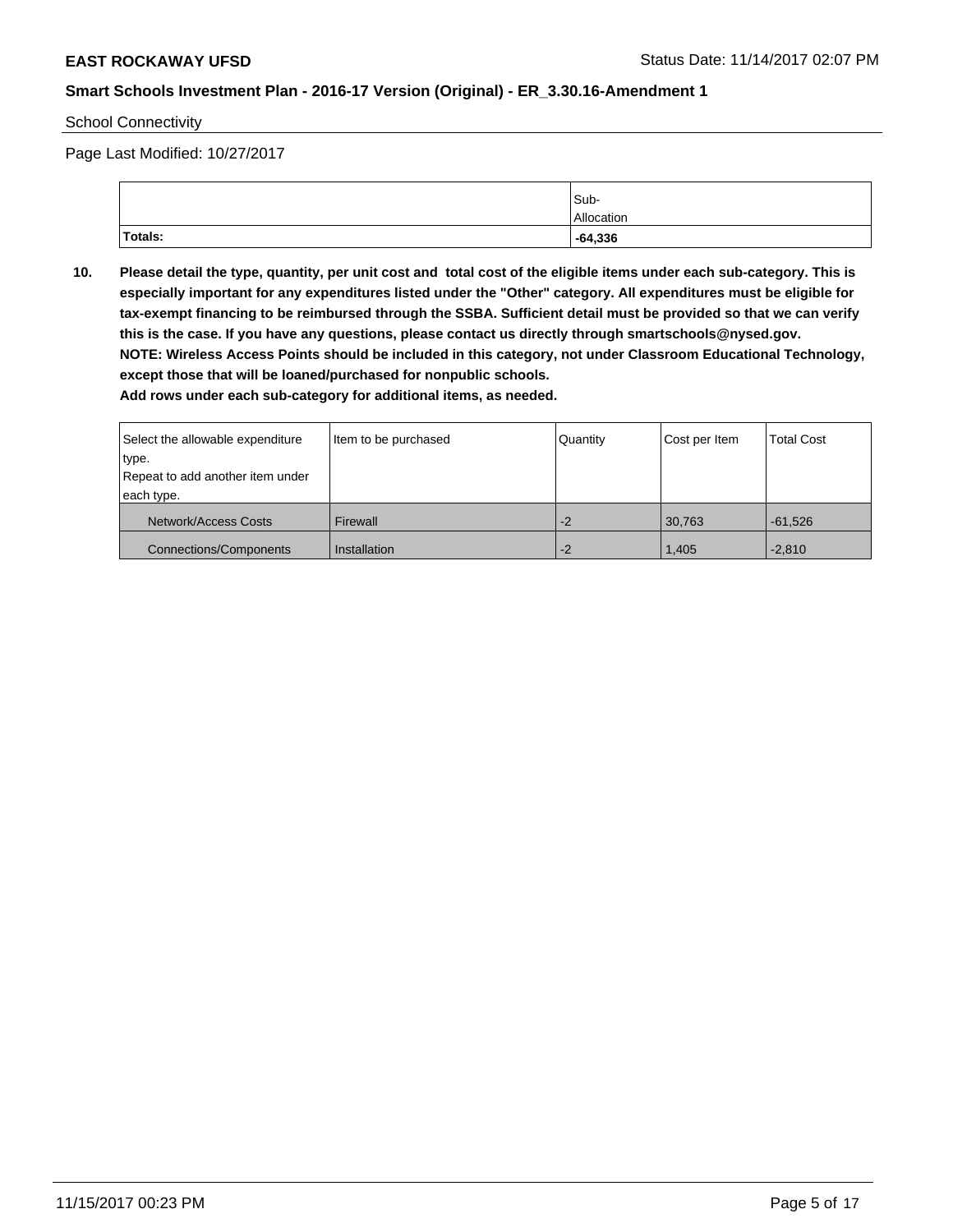School Connectivity

Page Last Modified: 10/27/2017

| | Sub-Allocation |
|---|---|
| **Totals:** | **-64,336** |

**10. Please detail the type, quantity, per unit cost and total cost of the eligible items under each sub-category. This is especially important for any expenditures listed under the "Other" category. All expenditures must be eligible for tax-exempt financing to be reimbursed through the SSBA. Sufficient detail must be provided so that we can verify this is the case. If you have any questions, please contact us directly through smartschools@nysed.gov.**
**NOTE: Wireless Access Points should be included in this category, not under Classroom Educational Technology, except those that will be loaned/purchased for nonpublic schools.**
**Add rows under each sub-category for additional items, as needed.**

| Select the allowable expenditure type. Repeat to add another item under each type. | Item to be purchased | Quantity | Cost per Item | Total Cost |
|---|---|---|---|---|
| Network/Access Costs | Firewall | -2 | 30,763 | -61,526 |
| Connections/Components | Installation | -2 | 1,405 | -2,810 |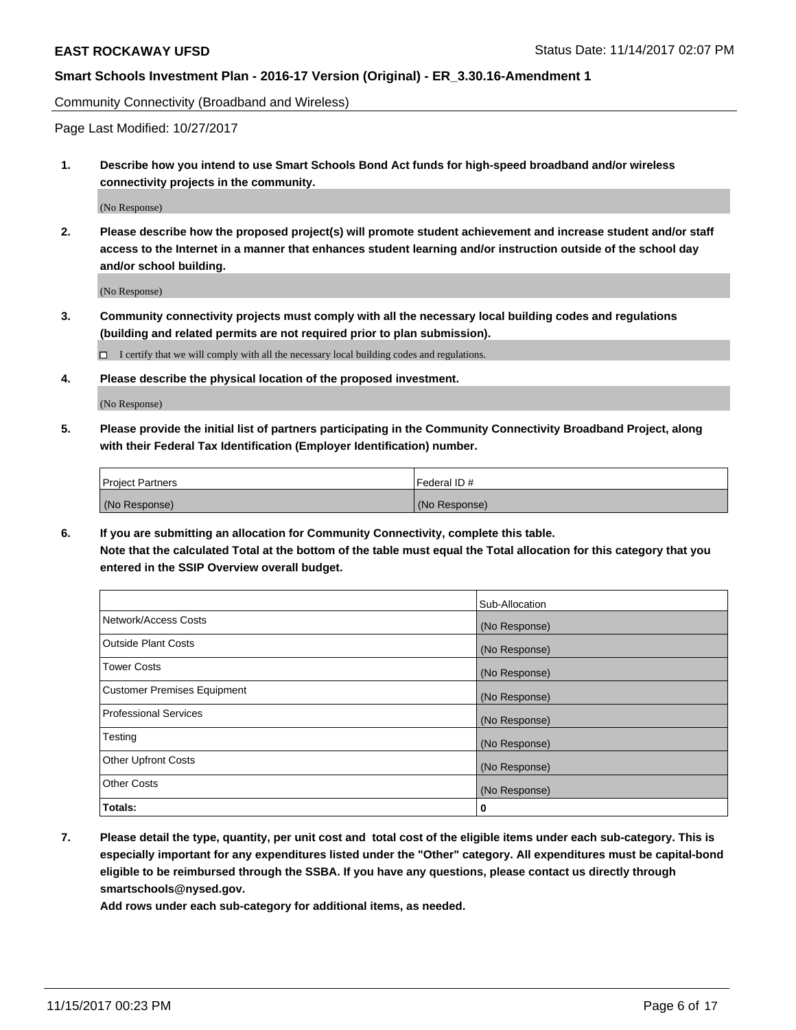Community Connectivity (Broadband and Wireless)

Page Last Modified: 10/27/2017

**1. Describe how you intend to use Smart Schools Bond Act funds for high-speed broadband and/or wireless connectivity projects in the community.**

(No Response)

**2. Please describe how the proposed project(s) will promote student achievement and increase student and/or staff access to the Internet in a manner that enhances student learning and/or instruction outside of the school day and/or school building.**

(No Response)

**3. Community connectivity projects must comply with all the necessary local building codes and regulations (building and related permits are not required prior to plan submission).**

☐ I certify that we will comply with all the necessary local building codes and regulations.

**4. Please describe the physical location of the proposed investment.**

(No Response)

**5. Please provide the initial list of partners participating in the Community Connectivity Broadband Project, along with their Federal Tax Identification (Employer Identification) number.**

| Project Partners | Federal ID # |
|---|---|
| (No Response) | (No Response) |

**6. If you are submitting an allocation for Community Connectivity, complete this table.**
**Note that the calculated Total at the bottom of the table must equal the Total allocation for this category that you entered in the SSIP Overview overall budget.**

| | Sub-Allocation |
|---|---|
| Network/Access Costs | (No Response) |
| Outside Plant Costs | (No Response) |
| Tower Costs | (No Response) |
| Customer Premises Equipment | (No Response) |
| Professional Services | (No Response) |
| Testing | (No Response) |
| Other Upfront Costs | (No Response) |
| Other Costs | (No Response) |
| **Totals:** | **0** |

**7. Please detail the type, quantity, per unit cost and total cost of the eligible items under each sub-category. This is especially important for any expenditures listed under the "Other" category. All expenditures must be capital-bond eligible to be reimbursed through the SSBA. If you have any questions, please contact us directly through smartschools@nysed.gov.**

**Add rows under each sub-category for additional items, as needed.**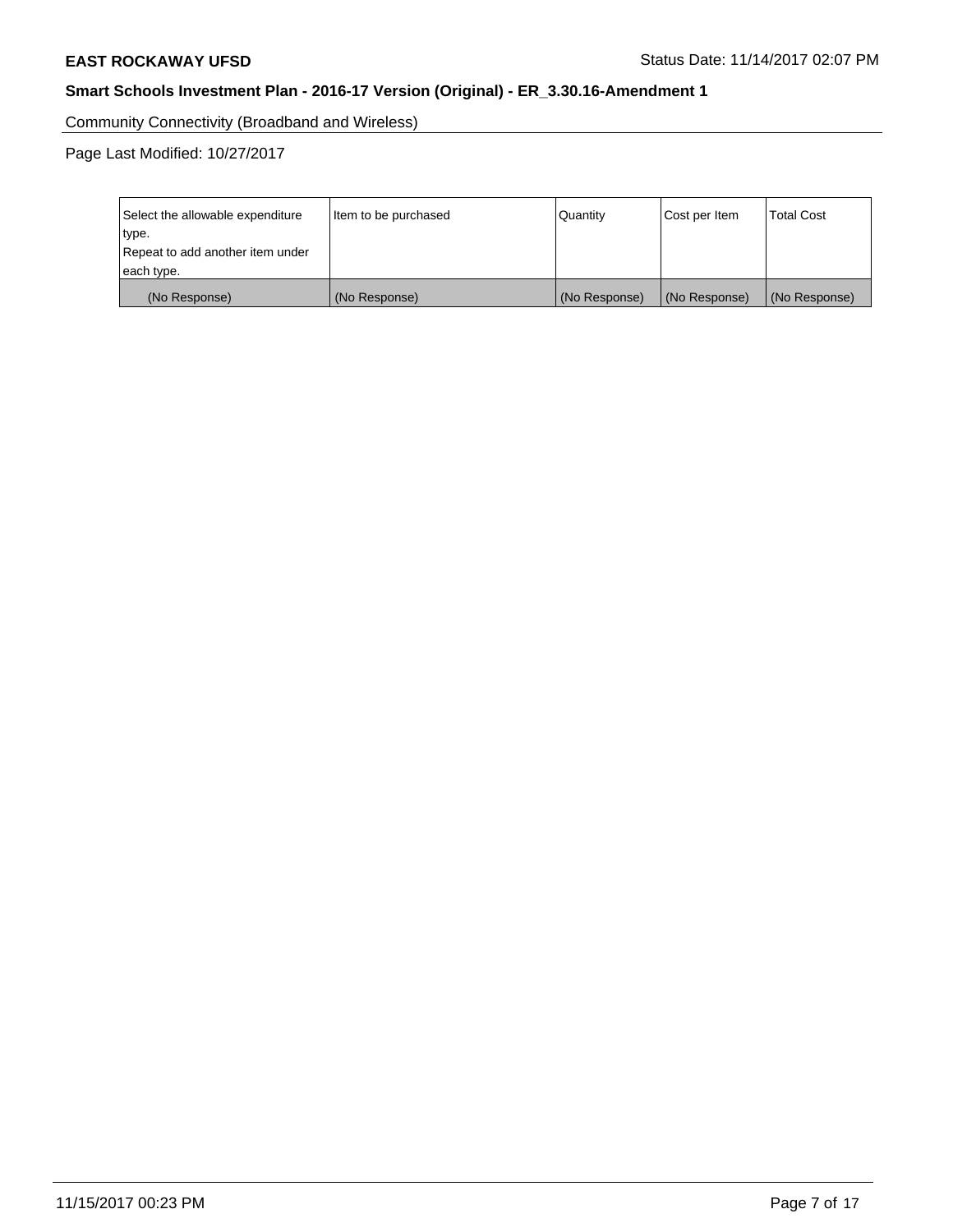Community Connectivity (Broadband and Wireless)

Page Last Modified: 10/27/2017

| Select the allowable expenditure type. Repeat to add another item under each type. | Item to be purchased | Quantity | Cost per Item | Total Cost |
|---|---|---|---|---|
| (No Response) | (No Response) | (No Response) | (No Response) | (No Response) |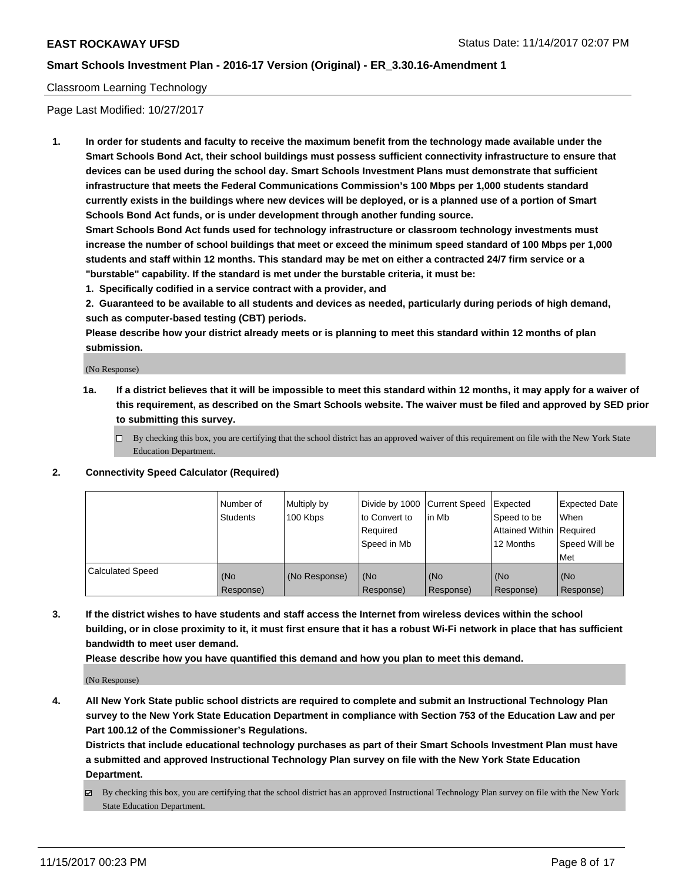Classroom Learning Technology

Page Last Modified: 10/27/2017

1. **In order for students and faculty to receive the maximum benefit from the technology made available under the Smart Schools Bond Act, their school buildings must possess sufficient connectivity infrastructure to ensure that devices can be used during the school day. Smart Schools Investment Plans must demonstrate that sufficient infrastructure that meets the Federal Communications Commission's 100 Mbps per 1,000 students standard currently exists in the buildings where new devices will be deployed, or is a planned use of a portion of Smart Schools Bond Act funds, or is under development through another funding source.**

   **Smart Schools Bond Act funds used for technology infrastructure or classroom technology investments must increase the number of school buildings that meet or exceed the minimum speed standard of 100 Mbps per 1,000 students and staff within 12 months. This standard may be met on either a contracted 24/7 firm service or a "burstable" capability. If the standard is met under the burstable criteria, it must be:**

   **1. Specifically codified in a service contract with a provider, and**

   **2. Guaranteed to be available to all students and devices as needed, particularly during periods of high demand, such as computer-based testing (CBT) periods.**

   **Please describe how your district already meets or is planning to meet this standard within 12 months of plan submission.**

   (No Response)

   1a. **If a district believes that it will be impossible to meet this standard within 12 months, it may apply for a waiver of this requirement, as described on the Smart Schools website. The waiver must be filed and approved by SED prior to submitting this survey.**

   ☐ By checking this box, you are certifying that the school district has an approved waiver of this requirement on file with the New York State Education Department.

2. **Connectivity Speed Calculator (Required)**

| | Number of Students | Multiply by 100 Kbps | Divide by 1000 to Convert to Required Speed in Mb | Current Speed in Mb | Expected Speed to be Attained Within 12 Months | Expected Date When Required Speed Will be Met |
|---|---|---|---|---|---|---|
| Calculated Speed | (No Response) | (No Response) | (No Response) | (No Response) | (No Response) | (No Response) |

3. **If the district wishes to have students and staff access the Internet from wireless devices within the school building, or in close proximity to it, it must first ensure that it has a robust Wi-Fi network in place that has sufficient bandwidth to meet user demand.**

   **Please describe how you have quantified this demand and how you plan to meet this demand.**

   (No Response)

4. **All New York State public school districts are required to complete and submit an Instructional Technology Plan survey to the New York State Education Department in compliance with Section 753 of the Education Law and per Part 100.12 of the Commissioner's Regulations.**

   **Districts that include educational technology purchases as part of their Smart Schools Investment Plan must have a submitted and approved Instructional Technology Plan survey on file with the New York State Education Department.**

   ☑ By checking this box, you are certifying that the school district has an approved Instructional Technology Plan survey on file with the New York State Education Department.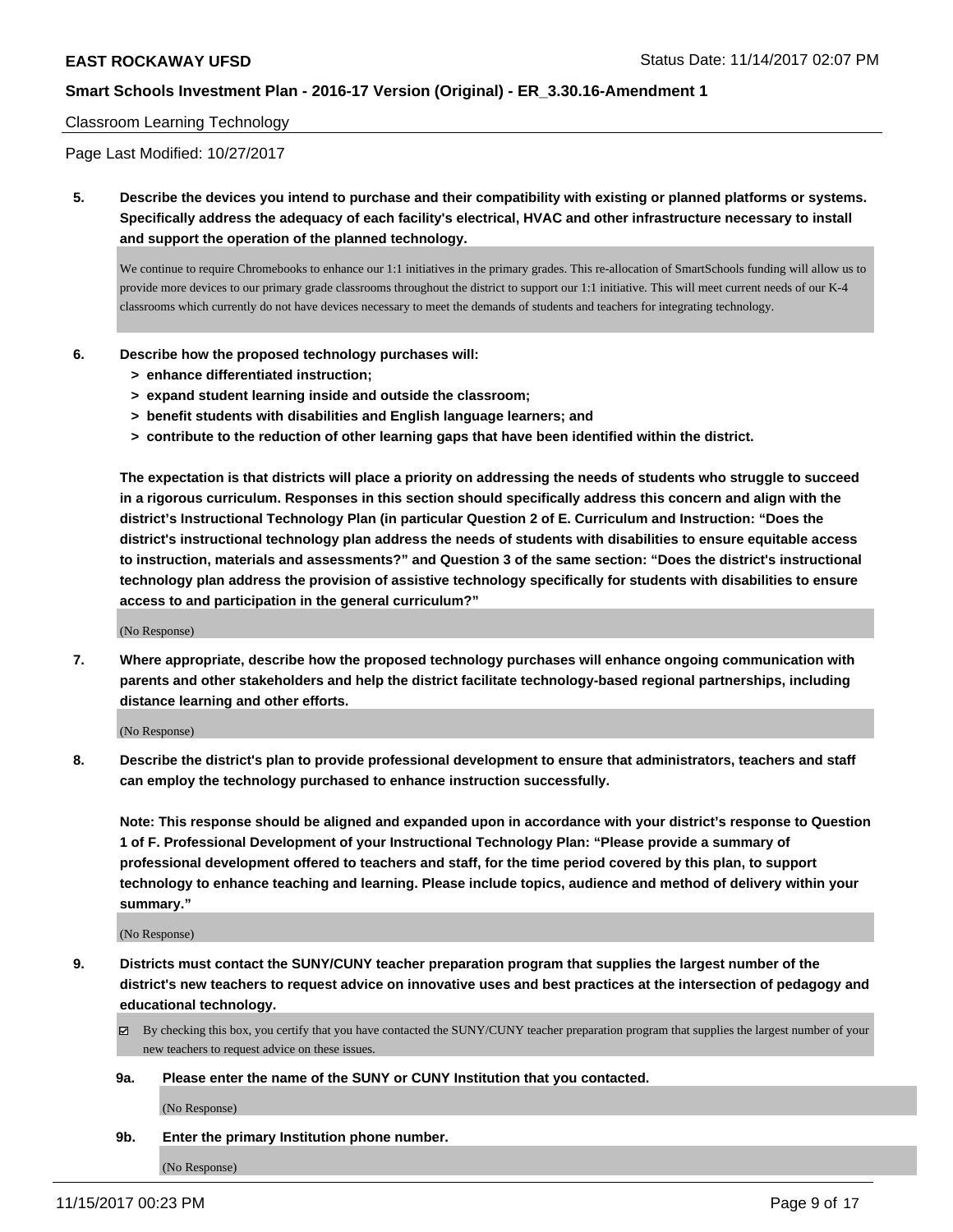Classroom Learning Technology

Page Last Modified: 10/27/2017

**5. Describe the devices you intend to purchase and their compatibility with existing or planned platforms or systems. Specifically address the adequacy of each facility's electrical, HVAC and other infrastructure necessary to install and support the operation of the planned technology.**

We continue to require Chromebooks to enhance our 1:1 initiatives in the primary grades. This re-allocation of SmartSchools funding will allow us to provide more devices to our primary grade classrooms throughout the district to support our 1:1 initiative. This will meet current needs of our K-4 classrooms which currently do not have devices necessary to meet the demands of students and teachers for integrating technology.

**6. Describe how the proposed technology purchases will:**

- **> enhance differentiated instruction;**
- **> expand student learning inside and outside the classroom;**
- **> benefit students with disabilities and English language learners; and**
- **> contribute to the reduction of other learning gaps that have been identified within the district.**

**The expectation is that districts will place a priority on addressing the needs of students who struggle to succeed in a rigorous curriculum. Responses in this section should specifically address this concern and align with the district's Instructional Technology Plan (in particular Question 2 of E. Curriculum and Instruction: "Does the district's instructional technology plan address the needs of students with disabilities to ensure equitable access to instruction, materials and assessments?" and Question 3 of the same section: "Does the district's instructional technology plan address the provision of assistive technology specifically for students with disabilities to ensure access to and participation in the general curriculum?"**

(No Response)

**7. Where appropriate, describe how the proposed technology purchases will enhance ongoing communication with parents and other stakeholders and help the district facilitate technology-based regional partnerships, including distance learning and other efforts.**

(No Response)

**8. Describe the district's plan to provide professional development to ensure that administrators, teachers and staff can employ the technology purchased to enhance instruction successfully.**

**Note: This response should be aligned and expanded upon in accordance with your district's response to Question 1 of F. Professional Development of your Instructional Technology Plan: "Please provide a summary of professional development offered to teachers and staff, for the time period covered by this plan, to support technology to enhance teaching and learning. Please include topics, audience and method of delivery within your summary."**

(No Response)

**9. Districts must contact the SUNY/CUNY teacher preparation program that supplies the largest number of the district's new teachers to request advice on innovative uses and best practices at the intersection of pedagogy and educational technology.**

☑ By checking this box, you certify that you have contacted the SUNY/CUNY teacher preparation program that supplies the largest number of your new teachers to request advice on these issues.

**9a. Please enter the name of the SUNY or CUNY Institution that you contacted.**

(No Response)

**9b. Enter the primary Institution phone number.**

(No Response)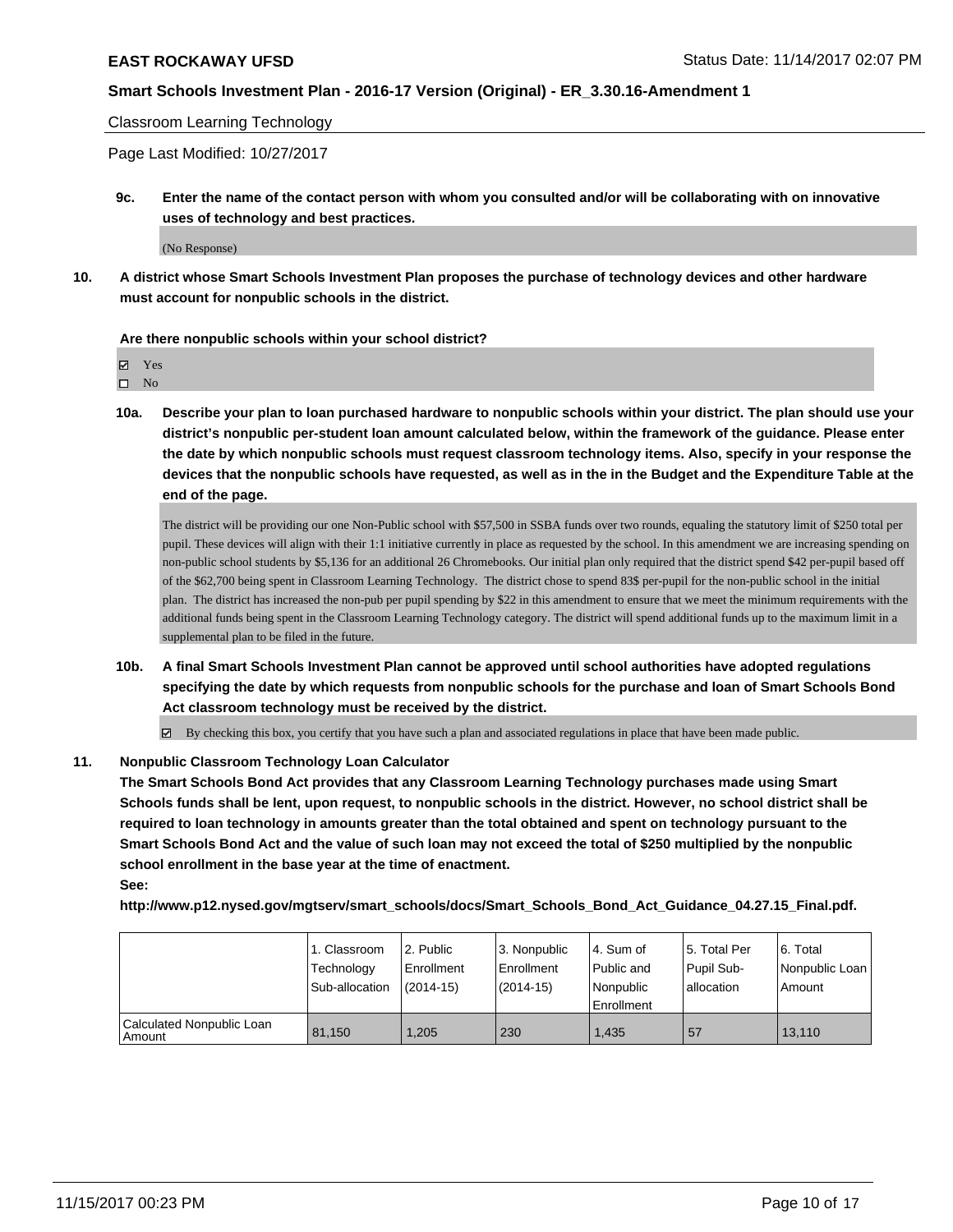Classroom Learning Technology

Page Last Modified: 10/27/2017

**9c. Enter the name of the contact person with whom you consulted and/or will be collaborating with on innovative uses of technology and best practices.**

(No Response)

**10. A district whose Smart Schools Investment Plan proposes the purchase of technology devices and other hardware must account for nonpublic schools in the district.**

**Are there nonpublic schools within your school district?**

☑ Yes
☐ No

**10a. Describe your plan to loan purchased hardware to nonpublic schools within your district. The plan should use your district's nonpublic per-student loan amount calculated below, within the framework of the guidance. Please enter the date by which nonpublic schools must request classroom technology items. Also, specify in your response the devices that the nonpublic schools have requested, as well as in the in the Budget and the Expenditure Table at the end of the page.**

The district will be providing our one Non-Public school with $57,500 in SSBA funds over two rounds, equaling the statutory limit of $250 total per pupil. These devices will align with their 1:1 initiative currently in place as requested by the school. In this amendment we are increasing spending on non-public school students by $5,136 for an additional 26 Chromebooks. Our initial plan only required that the district spend $42 per-pupil based off of the $62,700 being spent in Classroom Learning Technology. The district chose to spend 83$ per-pupil for the non-public school in the initial plan. The district has increased the non-pub per pupil spending by $22 in this amendment to ensure that we meet the minimum requirements with the additional funds being spent in the Classroom Learning Technology category. The district will spend additional funds up to the maximum limit in a supplemental plan to be filed in the future.

**10b. A final Smart Schools Investment Plan cannot be approved until school authorities have adopted regulations specifying the date by which requests from nonpublic schools for the purchase and loan of Smart Schools Bond Act classroom technology must be received by the district.**

☑ By checking this box, you certify that you have such a plan and associated regulations in place that have been made public.

**11. Nonpublic Classroom Technology Loan Calculator**

**The Smart Schools Bond Act provides that any Classroom Learning Technology purchases made using Smart Schools funds shall be lent, upon request, to nonpublic schools in the district. However, no school district shall be required to loan technology in amounts greater than the total obtained and spent on technology pursuant to the Smart Schools Bond Act and the value of such loan may not exceed the total of $250 multiplied by the nonpublic school enrollment in the base year at the time of enactment.**

**See:**

**http://www.p12.nysed.gov/mgtserv/smart_schools/docs/Smart_Schools_Bond_Act_Guidance_04.27.15_Final.pdf.**

| | 1. Classroom Technology Sub-allocation | 2. Public Enrollment (2014-15) | 3. Nonpublic Enrollment (2014-15) | 4. Sum of Public and Nonpublic Enrollment | 5. Total Per Pupil Sub-allocation | 6. Total Nonpublic Loan Amount |
|---|---|---|---|---|---|---|
| Calculated Nonpublic Loan Amount | 81,150 | 1,205 | 230 | 1,435 | 57 | 13,110 |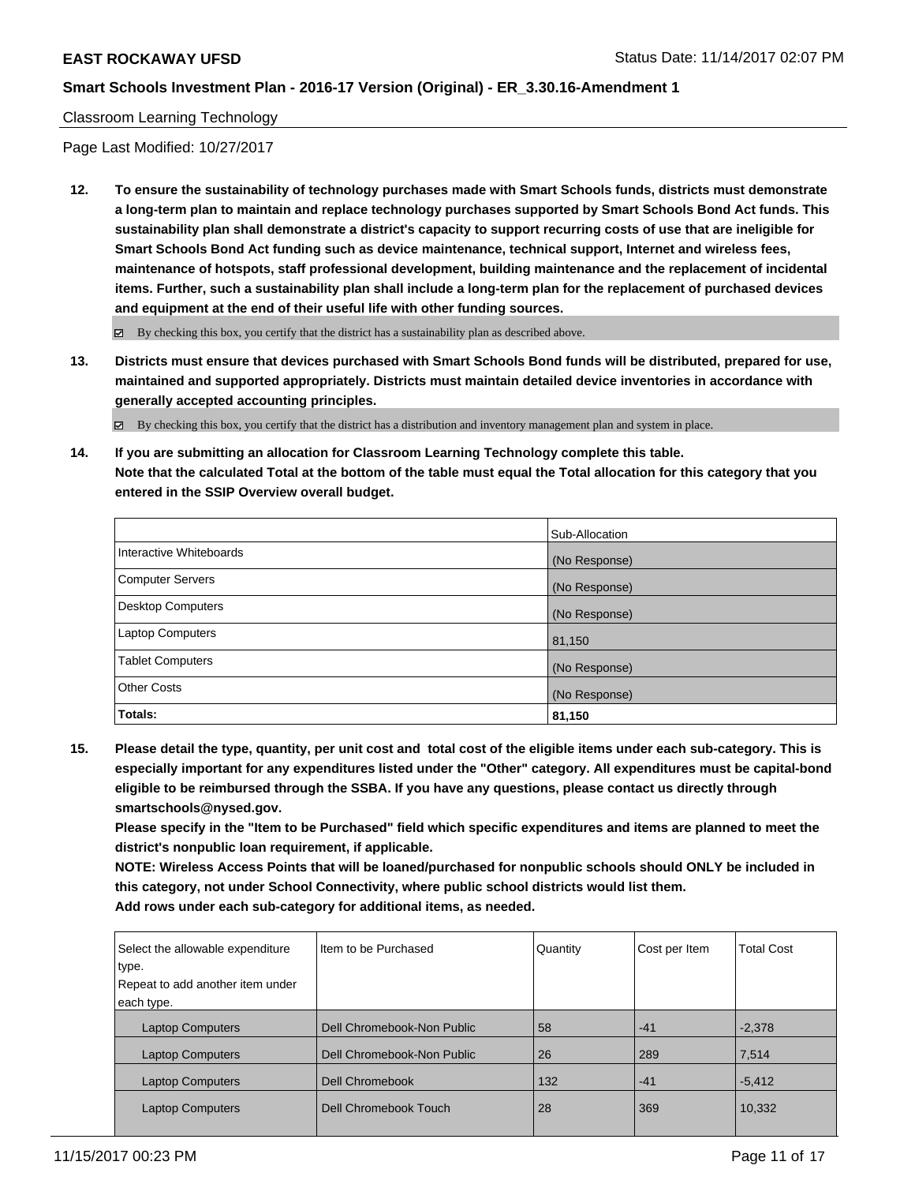Classroom Learning Technology

Page Last Modified: 10/27/2017

**12. To ensure the sustainability of technology purchases made with Smart Schools funds, districts must demonstrate a long-term plan to maintain and replace technology purchases supported by Smart Schools Bond Act funds. This sustainability plan shall demonstrate a district's capacity to support recurring costs of use that are ineligible for Smart Schools Bond Act funding such as device maintenance, technical support, Internet and wireless fees, maintenance of hotspots, staff professional development, building maintenance and the replacement of incidental items. Further, such a sustainability plan shall include a long-term plan for the replacement of purchased devices and equipment at the end of their useful life with other funding sources.**

☑ By checking this box, you certify that the district has a sustainability plan as described above.

**13. Districts must ensure that devices purchased with Smart Schools Bond funds will be distributed, prepared for use, maintained and supported appropriately. Districts must maintain detailed device inventories in accordance with generally accepted accounting principles.**

☑ By checking this box, you certify that the district has a distribution and inventory management plan and system in place.

**14. If you are submitting an allocation for Classroom Learning Technology complete this table. Note that the calculated Total at the bottom of the table must equal the Total allocation for this category that you entered in the SSIP Overview overall budget.**

| | Sub-Allocation |
|---|---|
| Interactive Whiteboards | (No Response) |
| Computer Servers | (No Response) |
| Desktop Computers | (No Response) |
| Laptop Computers | 81,150 |
| Tablet Computers | (No Response) |
| Other Costs | (No Response) |
| **Totals:** | **81,150** |

**15. Please detail the type, quantity, per unit cost and total cost of the eligible items under each sub-category. This is especially important for any expenditures listed under the "Other" category. All expenditures must be capital-bond eligible to be reimbursed through the SSBA. If you have any questions, please contact us directly through smartschools@nysed.gov.**
**Please specify in the "Item to be Purchased" field which specific expenditures and items are planned to meet the district's nonpublic loan requirement, if applicable.**
**NOTE: Wireless Access Points that will be loaned/purchased for nonpublic schools should ONLY be included in this category, not under School Connectivity, where public school districts would list them.**
**Add rows under each sub-category for additional items, as needed.**

| Select the allowable expenditure type. Repeat to add another item under each type. | Item to be Purchased | Quantity | Cost per Item | Total Cost |
|---|---|---|---|---|
| Laptop Computers | Dell Chromebook-Non Public | 58 | -41 | -2,378 |
| Laptop Computers | Dell Chromebook-Non Public | 26 | 289 | 7,514 |
| Laptop Computers | Dell Chromebook | 132 | -41 | -5,412 |
| Laptop Computers | Dell Chromebook Touch | 28 | 369 | 10,332 |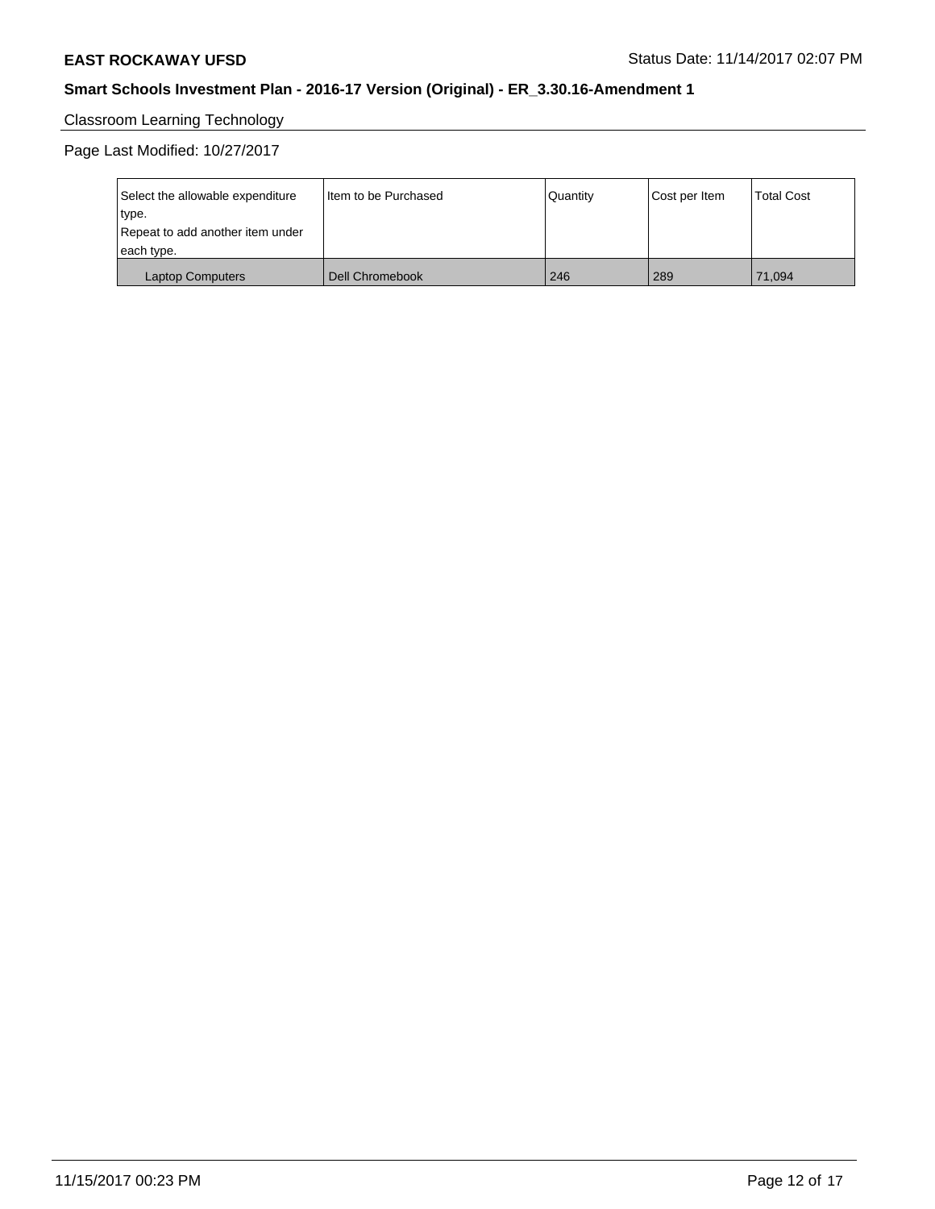**EAST ROCKAWAY UFSD** Status Date: 11/14/2017 02:07 PM

**Smart Schools Investment Plan - 2016-17 Version (Original) - ER_3.30.16-Amendment 1**

Classroom Learning Technology

Page Last Modified: 10/27/2017

| Select the allowable expenditure type. Repeat to add another item under each type. | Item to be Purchased | Quantity | Cost per Item | Total Cost |
|---|---|---|---|---|
| Laptop Computers | Dell Chromebook | 246 | 289 | 71,094 |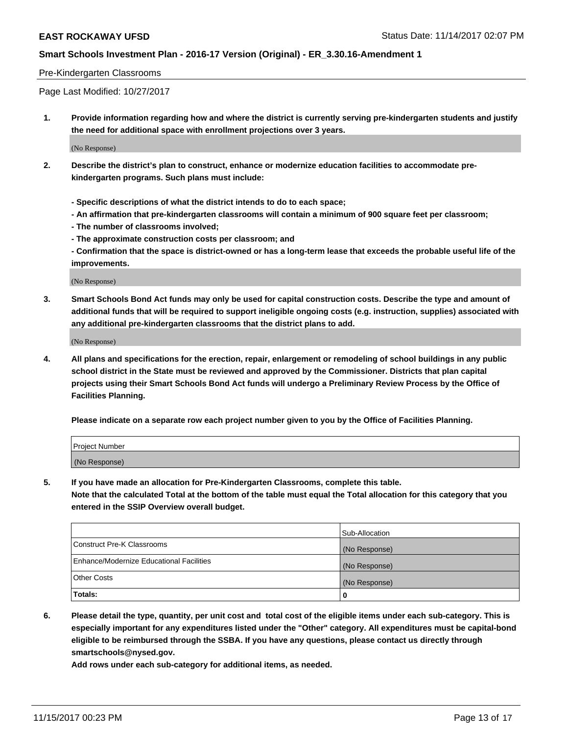Pre-Kindergarten Classrooms

Page Last Modified: 10/27/2017

**1. Provide information regarding how and where the district is currently serving pre-kindergarten students and justify the need for additional space with enrollment projections over 3 years.**

(No Response)

**2. Describe the district's plan to construct, enhance or modernize education facilities to accommodate pre-kindergarten programs. Such plans must include:**

**- Specific descriptions of what the district intends to do to each space;**
**- An affirmation that pre-kindergarten classrooms will contain a minimum of 900 square feet per classroom;**
**- The number of classrooms involved;**
**- The approximate construction costs per classroom; and**
**- Confirmation that the space is district-owned or has a long-term lease that exceeds the probable useful life of the improvements.**

(No Response)

**3. Smart Schools Bond Act funds may only be used for capital construction costs. Describe the type and amount of additional funds that will be required to support ineligible ongoing costs (e.g. instruction, supplies) associated with any additional pre-kindergarten classrooms that the district plans to add.**

(No Response)

**4. All plans and specifications for the erection, repair, enlargement or remodeling of school buildings in any public school district in the State must be reviewed and approved by the Commissioner. Districts that plan capital projects using their Smart Schools Bond Act funds will undergo a Preliminary Review Process by the Office of Facilities Planning.**

**Please indicate on a separate row each project number given to you by the Office of Facilities Planning.**

| Project Number |
|---|
| (No Response) |

**5. If you have made an allocation for Pre-Kindergarten Classrooms, complete this table.**
**Note that the calculated Total at the bottom of the table must equal the Total allocation for this category that you entered in the SSIP Overview overall budget.**

| | Sub-Allocation |
|---|---|
| Construct Pre-K Classrooms | (No Response) |
| Enhance/Modernize Educational Facilities | (No Response) |
| Other Costs | (No Response) |
| **Totals:** | **0** |

**6. Please detail the type, quantity, per unit cost and total cost of the eligible items under each sub-category. This is especially important for any expenditures listed under the "Other" category. All expenditures must be capital-bond eligible to be reimbursed through the SSBA. If you have any questions, please contact us directly through smartschools@nysed.gov.**

**Add rows under each sub-category for additional items, as needed.**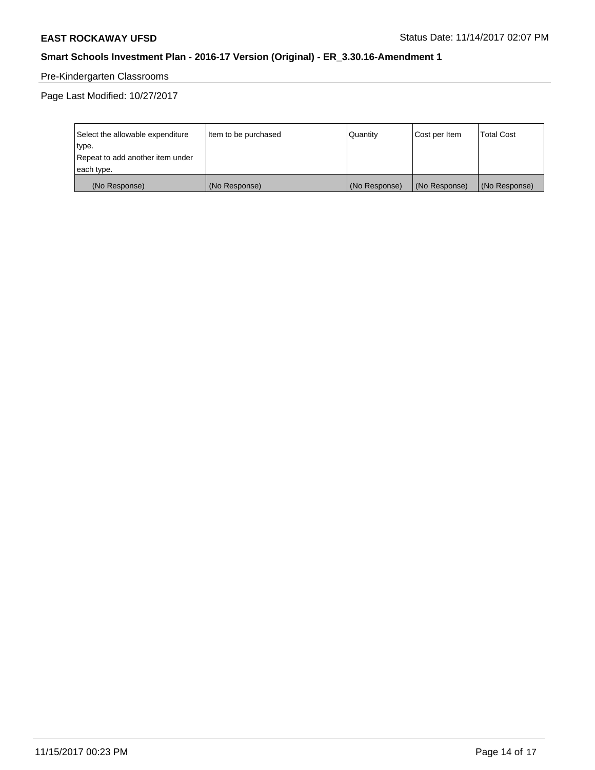Pre-Kindergarten Classrooms

Page Last Modified: 10/27/2017

| Select the allowable expenditure type. Repeat to add another item under each type. | Item to be purchased | Quantity | Cost per Item | Total Cost |
| --- | --- | --- | --- | --- |
| (No Response) | (No Response) | (No Response) | (No Response) | (No Response) |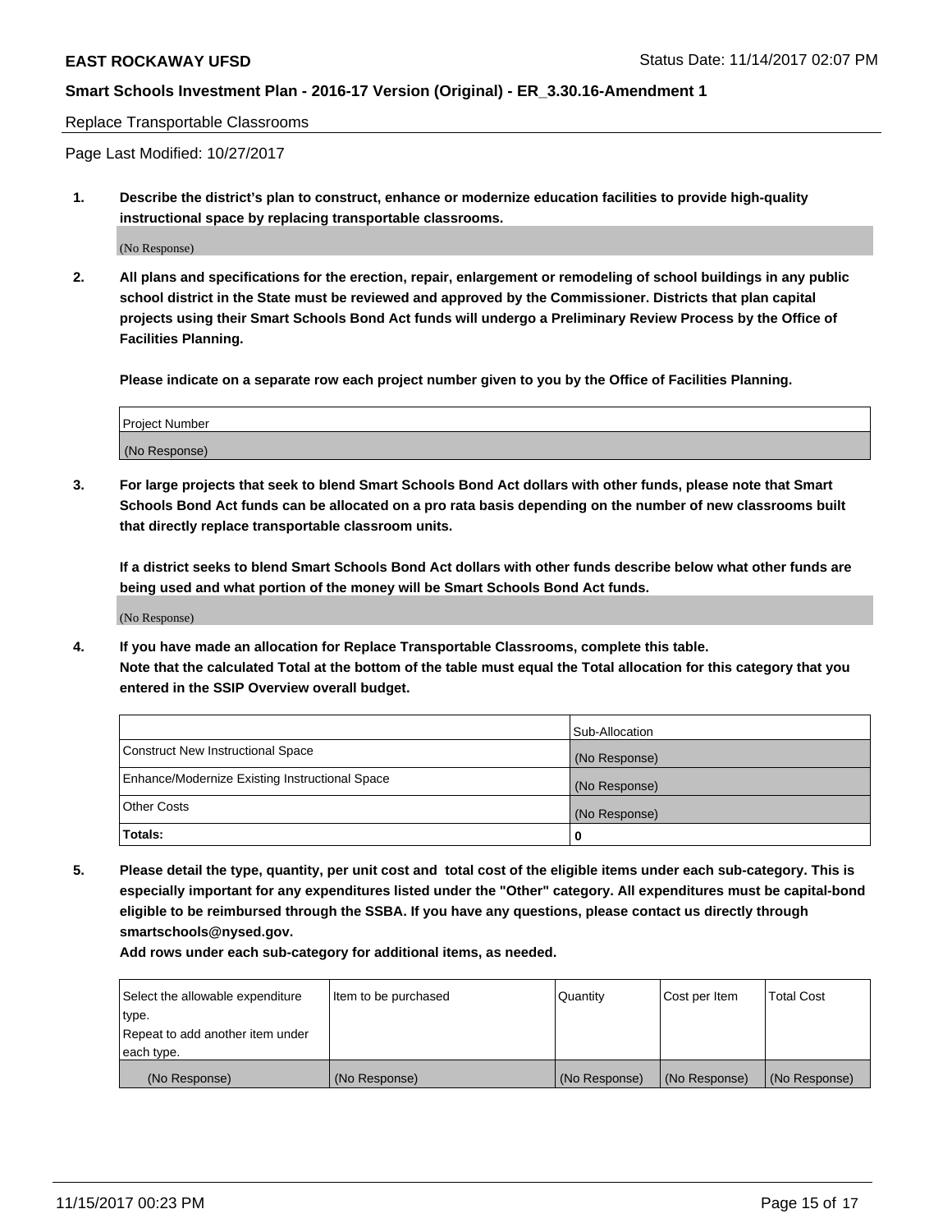Replace Transportable Classrooms

Page Last Modified: 10/27/2017

**1. Describe the district's plan to construct, enhance or modernize education facilities to provide high-quality instructional space by replacing transportable classrooms.**

(No Response)

**2. All plans and specifications for the erection, repair, enlargement or remodeling of school buildings in any public school district in the State must be reviewed and approved by the Commissioner. Districts that plan capital projects using their Smart Schools Bond Act funds will undergo a Preliminary Review Process by the Office of Facilities Planning.**

**Please indicate on a separate row each project number given to you by the Office of Facilities Planning.**

| Project Number |
| --- |
| (No Response) |

**3. For large projects that seek to blend Smart Schools Bond Act dollars with other funds, please note that Smart Schools Bond Act funds can be allocated on a pro rata basis depending on the number of new classrooms built that directly replace transportable classroom units.**

**If a district seeks to blend Smart Schools Bond Act dollars with other funds describe below what other funds are being used and what portion of the money will be Smart Schools Bond Act funds.**

(No Response)

**4. If you have made an allocation for Replace Transportable Classrooms, complete this table. Note that the calculated Total at the bottom of the table must equal the Total allocation for this category that you entered in the SSIP Overview overall budget.**

| | Sub-Allocation |
| --- | --- |
| Construct New Instructional Space | (No Response) |
| Enhance/Modernize Existing Instructional Space | (No Response) |
| Other Costs | (No Response) |
| **Totals:** | **0** |

**5. Please detail the type, quantity, per unit cost and total cost of the eligible items under each sub-category. This is especially important for any expenditures listed under the "Other" category. All expenditures must be capital-bond eligible to be reimbursed through the SSBA. If you have any questions, please contact us directly through smartschools@nysed.gov.**

**Add rows under each sub-category for additional items, as needed.**

| Select the allowable expenditure type. Repeat to add another item under each type. | Item to be purchased | Quantity | Cost per Item | Total Cost |
| --- | --- | --- | --- | --- |
| (No Response) | (No Response) | (No Response) | (No Response) | (No Response) |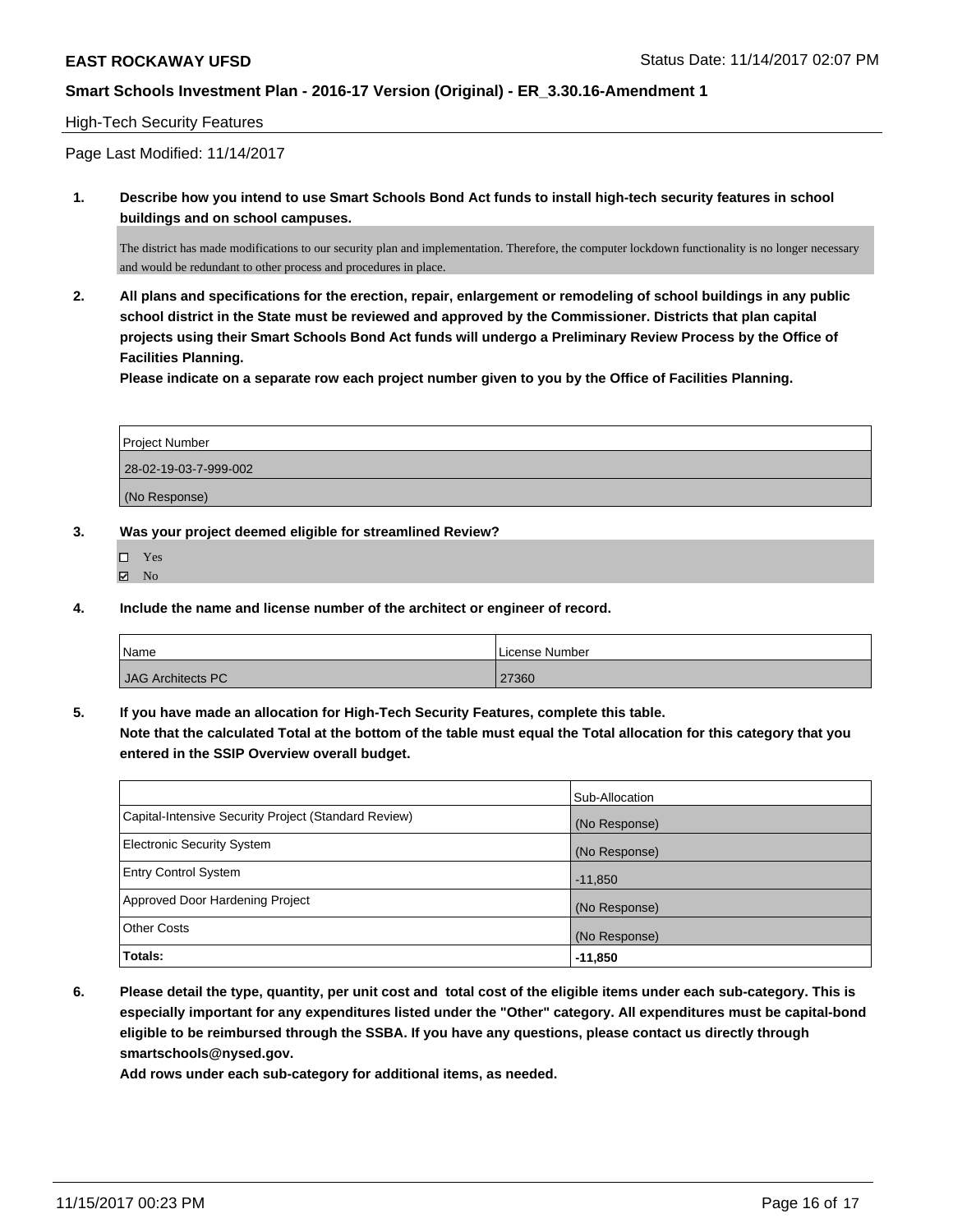High-Tech Security Features

Page Last Modified: 11/14/2017

**1. Describe how you intend to use Smart Schools Bond Act funds to install high-tech security features in school buildings and on school campuses.**

The district has made modifications to our security plan and implementation. Therefore, the computer lockdown functionality is no longer necessary and would be redundant to other process and procedures in place.

**2. All plans and specifications for the erection, repair, enlargement or remodeling of school buildings in any public school district in the State must be reviewed and approved by the Commissioner. Districts that plan capital projects using their Smart Schools Bond Act funds will undergo a Preliminary Review Process by the Office of Facilities Planning.**

**Please indicate on a separate row each project number given to you by the Office of Facilities Planning.**

| Project Number |
| --- |
| 28-02-19-03-7-999-002 |
| (No Response) |

**3. Was your project deemed eligible for streamlined Review?**

- ☐ Yes
- ☑ No

**4. Include the name and license number of the architect or engineer of record.**

| Name | License Number |
| --- | --- |
| JAG Architects PC | 27360 |

**5. If you have made an allocation for High-Tech Security Features, complete this table.**
**Note that the calculated Total at the bottom of the table must equal the Total allocation for this category that you entered in the SSIP Overview overall budget.**

| | Sub-Allocation |
| --- | --- |
| Capital-Intensive Security Project (Standard Review) | (No Response) |
| Electronic Security System | (No Response) |
| Entry Control System | -11,850 |
| Approved Door Hardening Project | (No Response) |
| Other Costs | (No Response) |
| **Totals:** | **-11,850** |

**6. Please detail the type, quantity, per unit cost and total cost of the eligible items under each sub-category. This is especially important for any expenditures listed under the "Other" category. All expenditures must be capital-bond eligible to be reimbursed through the SSBA. If you have any questions, please contact us directly through smartschools@nysed.gov.**

**Add rows under each sub-category for additional items, as needed.**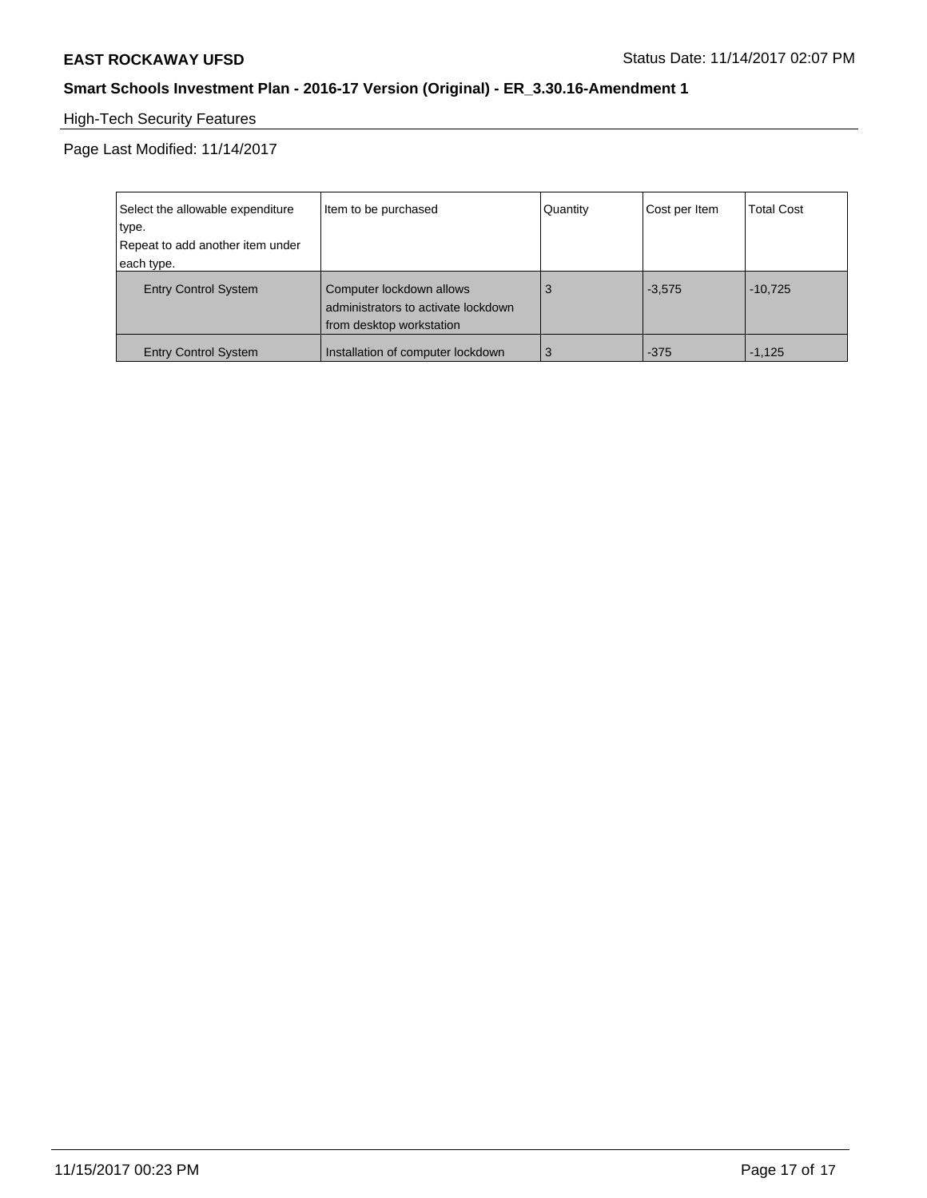High-Tech Security Features

Page Last Modified: 11/14/2017

| Select the allowable expenditure type.<br>Repeat to add another item under each type. | Item to be purchased | Quantity | Cost per Item | Total Cost |
|---|---|---|---|---|
| Entry Control System | Computer lockdown allows administrators to activate lockdown from desktop workstation | 3 | -3,575 | -10,725 |
| Entry Control System | Installation of computer lockdown | 3 | -375 | -1,125 |